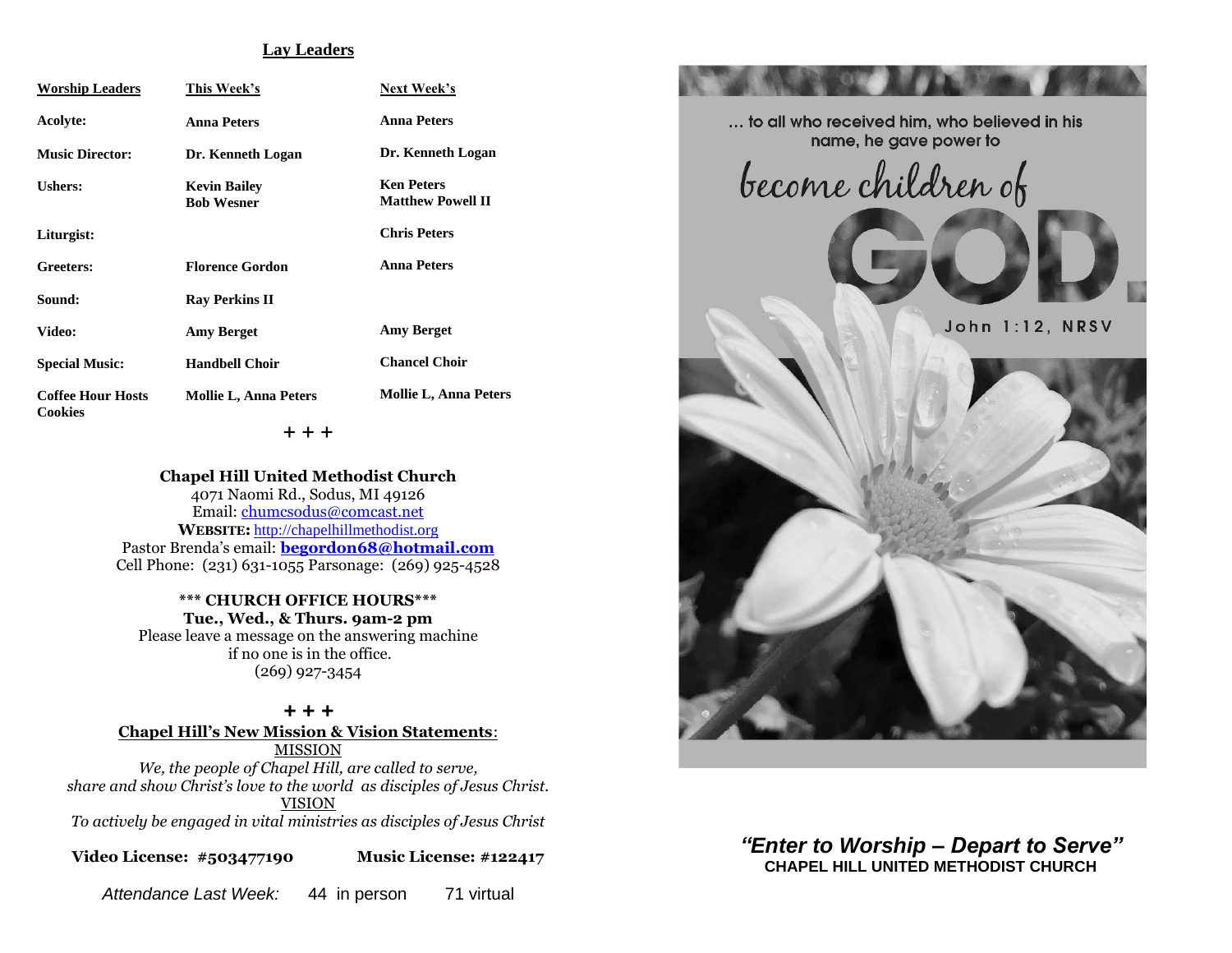## Lay Leaders

| Worship Leaders | This Week's | Next Week's |
|---|---|---|
| Acolyte: | Anna Peters | Anna Peters |
| Music Director: | Dr. Kenneth Logan | Dr. Kenneth Logan |
| Ushers: | Kevin Bailey<br>Bob Wesner | Ken Peters<br>Matthew Powell II |
| Liturgist: | | Chris Peters |
| Greeters: | Florence Gordon | Anna Peters |
| Sound: | Ray Perkins II | |
| Video: | Amy Berget | Amy Berget |
| Special Music: | Handbell Choir | Chancel Choir |
| Coffee Hour Hosts Cookies | Mollie L, Anna Peters | Mollie L, Anna Peters |

+ + +

**Chapel Hill United Methodist Church**
4071 Naomi Rd., Sodus, MI 49126
Email: chumcsodus@comcast.net
**WEBSITE:** http://chapelhillmethodist.org
Pastor Brenda's email: **begordon68@hotmail.com**
Cell Phone: (231) 631-1055 Parsonage: (269) 925-4528

**\*\*\* CHURCH OFFICE HOURS\*\*\***
**Tue., Wed., & Thurs. 9am-2 pm**
Please leave a message on the answering machine if no one is in the office.
(269) 927-3454

+ + +

**Chapel Hill's New Mission & Vision Statements**:

MISSION

*We, the people of Chapel Hill, are called to serve, share and show Christ's love to the world as disciples of Jesus Christ.*

VISION

*To actively be engaged in vital ministries as disciples of Jesus Christ*

**Video License: #503477190** **Music License: #122417**

*Attendance Last Week:* 44 in person 71 virtual

... to all who received him, who believed in his name, he gave power to become children of GOD.

John 1:12, NRSV

***"Enter to Worship – Depart to Serve"***
**CHAPEL HILL UNITED METHODIST CHURCH**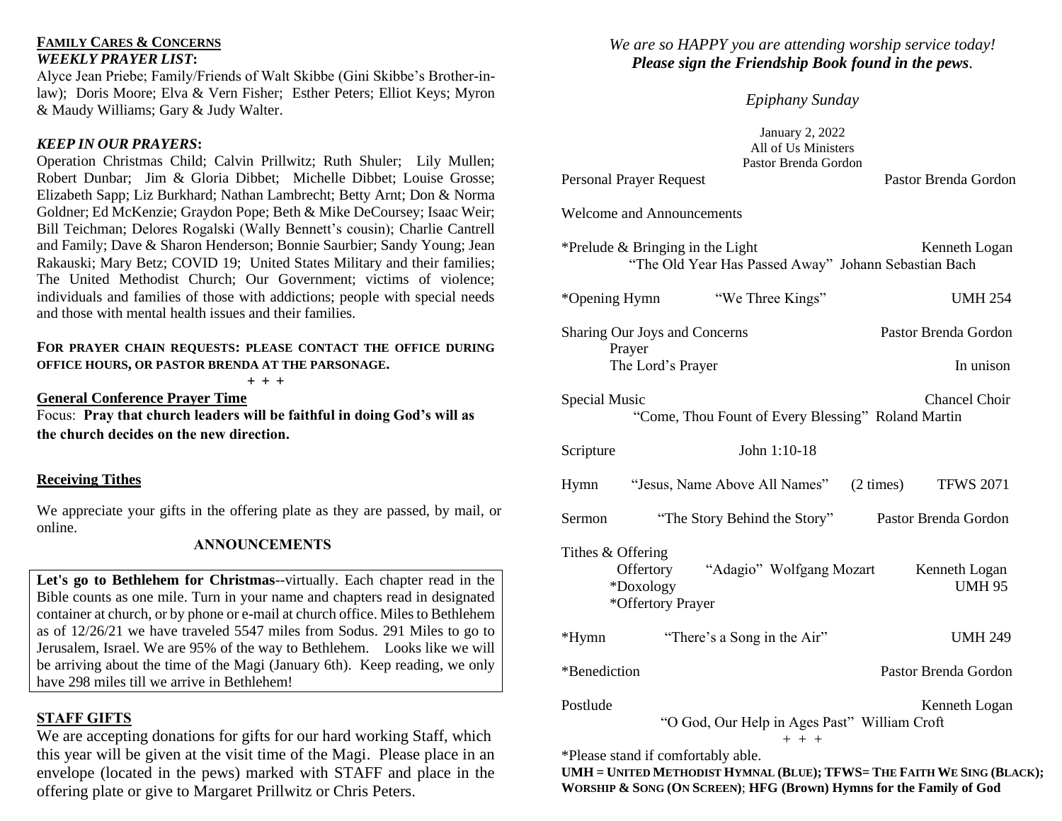## FAMILY CARES & CONCERNS

***WEEKLY PRAYER LIST*:**

Alyce Jean Priebe; Family/Friends of Walt Skibbe (Gini Skibbe's Brother-in-law); Doris Moore; Elva & Vern Fisher; Esther Peters; Elliot Keys; Myron & Maudy Williams; Gary & Judy Walter.

***KEEP IN OUR PRAYERS*:**

Operation Christmas Child; Calvin Prillwitz; Ruth Shuler; Lily Mullen; Robert Dunbar; Jim & Gloria Dibbet; Michelle Dibbet; Louise Grosse; Elizabeth Sapp; Liz Burkhard; Nathan Lambrecht; Betty Arnt; Don & Norma Goldner; Ed McKenzie; Graydon Pope; Beth & Mike DeCoursey; Isaac Weir; Bill Teichman; Delores Rogalski (Wally Bennett's cousin); Charlie Cantrell and Family; Dave & Sharon Henderson; Bonnie Saurbier; Sandy Young; Jean Rakauski; Mary Betz; COVID 19; United States Military and their families; The United Methodist Church; Our Government; victims of violence; individuals and families of those with addictions; people with special needs and those with mental health issues and their families.

**FOR PRAYER CHAIN REQUESTS: PLEASE CONTACT THE OFFICE DURING OFFICE HOURS, OR PASTOR BRENDA AT THE PARSONAGE.**

\+ + +

**General Conference Prayer Time**

Focus: **Pray that church leaders will be faithful in doing God's will as the church decides on the new direction.**

**Receiving Tithes**

We appreciate your gifts in the offering plate as they are passed, by mail, or online.

### ANNOUNCEMENTS

**Let's go to Bethlehem for Christmas**--virtually. Each chapter read in the Bible counts as one mile. Turn in your name and chapters read in designated container at church, or by phone or e-mail at church office. Miles to Bethlehem as of 12/26/21 we have traveled 5547 miles from Sodus. 291 Miles to go to Jerusalem, Israel. We are 95% of the way to Bethlehem. Looks like we will be arriving about the time of the Magi (January 6th). Keep reading, we only have 298 miles till we arrive in Bethlehem!

**STAFF GIFTS**

We are accepting donations for gifts for our hard working Staff, which this year will be given at the visit time of the Magi. Please place in an envelope (located in the pews) marked with STAFF and place in the offering plate or give to Margaret Prillwitz or Chris Peters.

*We are so HAPPY you are attending worship service today!*
***Please sign the Friendship Book found in the pews.***

*Epiphany Sunday*

January 2, 2022
All of Us Ministers
Pastor Brenda Gordon

Personal Prayer Request — Pastor Brenda Gordon

Welcome and Announcements

*Prelude & Bringing in the Light — Kenneth Logan
"The Old Year Has Passed Away" Johann Sebastian Bach

*Opening Hymn "We Three Kings" UMH 254

Sharing Our Joys and Concerns — Pastor Brenda Gordon
Prayer
The Lord's Prayer — In unison

Special Music — Chancel Choir
"Come, Thou Fount of Every Blessing" Roland Martin

Scripture John 1:10-18

Hymn "Jesus, Name Above All Names" (2 times) TFWS 2071

Sermon "The Story Behind the Story" Pastor Brenda Gordon

Tithes & Offering
Offertory "Adagio" Wolfgang Mozart — Kenneth Logan
*Doxology — UMH 95
*Offertory Prayer

*Hymn "There's a Song in the Air" UMH 249

*Benediction — Pastor Brenda Gordon

Postlude — Kenneth Logan
"O God, Our Help in Ages Past" William Croft

\+ + +

*Please stand if comfortably able.

**UMH = UNITED METHODIST HYMNAL (BLUE); TFWS= THE FAITH WE SING (BLACK); WORSHIP & SONG (ON SCREEN); HFG (Brown) Hymns for the Family of God**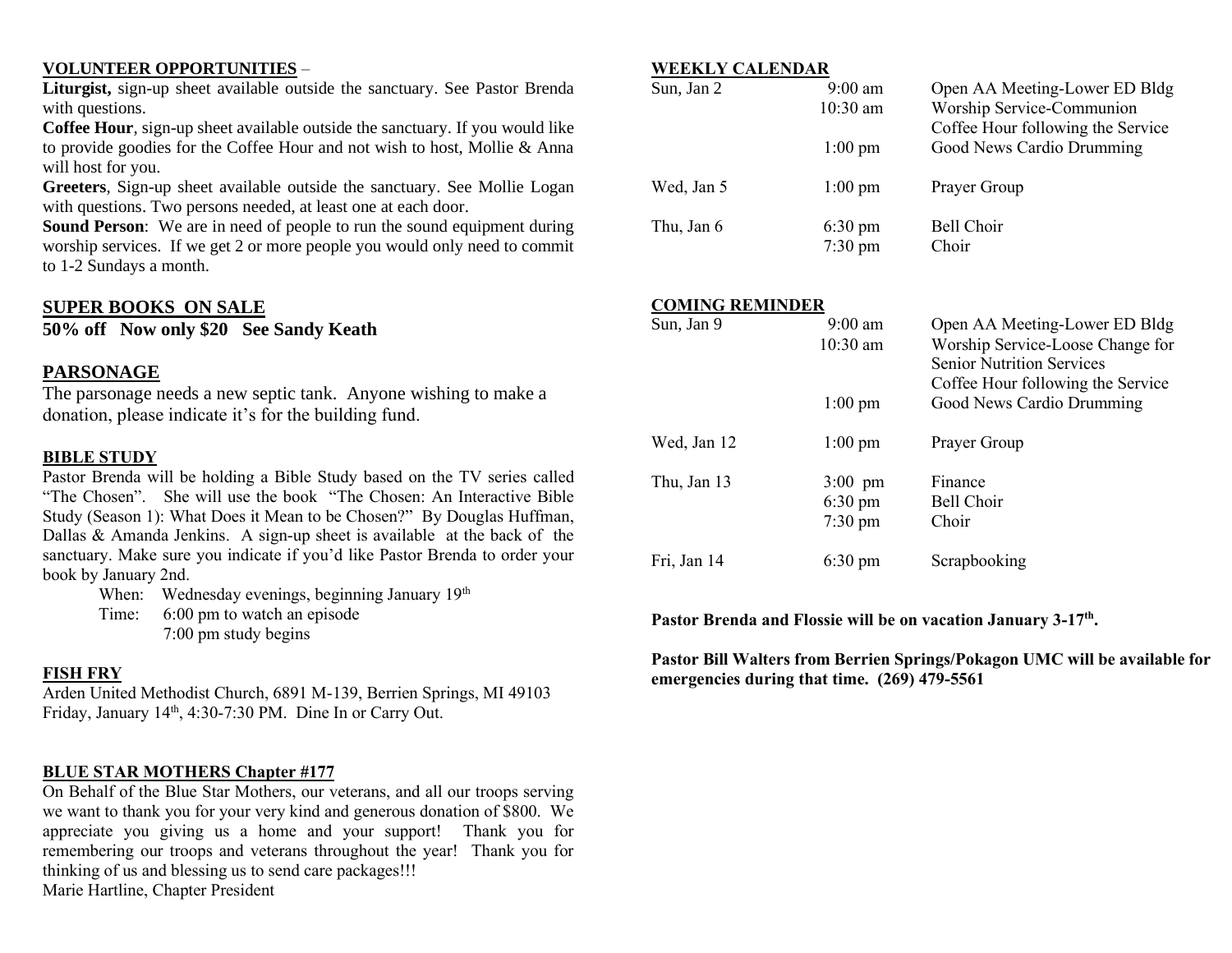## VOLUNTEER OPPORTUNITIES –

**Liturgist,** sign-up sheet available outside the sanctuary. See Pastor Brenda with questions.

**Coffee Hour**, sign-up sheet available outside the sanctuary. If you would like to provide goodies for the Coffee Hour and not wish to host, Mollie & Anna will host for you.

**Greeters**, Sign-up sheet available outside the sanctuary. See Mollie Logan with questions. Two persons needed, at least one at each door.

**Sound Person**: We are in need of people to run the sound equipment during worship services. If we get 2 or more people you would only need to commit to 1-2 Sundays a month.

## SUPER BOOKS ON SALE

**50% off Now only $20 See Sandy Keath**

## PARSONAGE

The parsonage needs a new septic tank. Anyone wishing to make a donation, please indicate it's for the building fund.

## BIBLE STUDY

Pastor Brenda will be holding a Bible Study based on the TV series called "The Chosen". She will use the book "The Chosen: An Interactive Bible Study (Season 1): What Does it Mean to be Chosen?" By Douglas Huffman, Dallas & Amanda Jenkins. A sign-up sheet is available at the back of the sanctuary. Make sure you indicate if you'd like Pastor Brenda to order your book by January 2nd.

When: Wednesday evenings, beginning January 19th
Time: 6:00 pm to watch an episode
7:00 pm study begins

## FISH FRY

Arden United Methodist Church, 6891 M-139, Berrien Springs, MI 49103
Friday, January 14th, 4:30-7:30 PM. Dine In or Carry Out.

## BLUE STAR MOTHERS Chapter #177

On Behalf of the Blue Star Mothers, our veterans, and all our troops serving we want to thank you for your very kind and generous donation of $800. We appreciate you giving us a home and your support! Thank you for remembering our troops and veterans throughout the year! Thank you for thinking of us and blessing us to send care packages!!!
Marie Hartline, Chapter President

## WEEKLY CALENDAR

| | | |
|---|---|---|
| Sun, Jan 2 | 9:00 am | Open AA Meeting-Lower ED Bldg |
| | 10:30 am | Worship Service-Communion<br>Coffee Hour following the Service |
| | 1:00 pm | Good News Cardio Drumming |
| Wed, Jan 5 | 1:00 pm | Prayer Group |
| Thu, Jan 6 | 6:30 pm | Bell Choir |
| | 7:30 pm | Choir |

## COMING REMINDER

| | | |
|---|---|---|
| Sun, Jan 9 | 9:00 am | Open AA Meeting-Lower ED Bldg |
| | 10:30 am | Worship Service-Loose Change for Senior Nutrition Services<br>Coffee Hour following the Service |
| | 1:00 pm | Good News Cardio Drumming |
| Wed, Jan 12 | 1:00 pm | Prayer Group |
| Thu, Jan 13 | 3:00 pm | Finance |
| | 6:30 pm | Bell Choir |
| | 7:30 pm | Choir |
| Fri, Jan 14 | 6:30 pm | Scrapbooking |

**Pastor Brenda and Flossie will be on vacation January 3-17th.**

**Pastor Bill Walters from Berrien Springs/Pokagon UMC will be available for emergencies during that time. (269) 479-5561**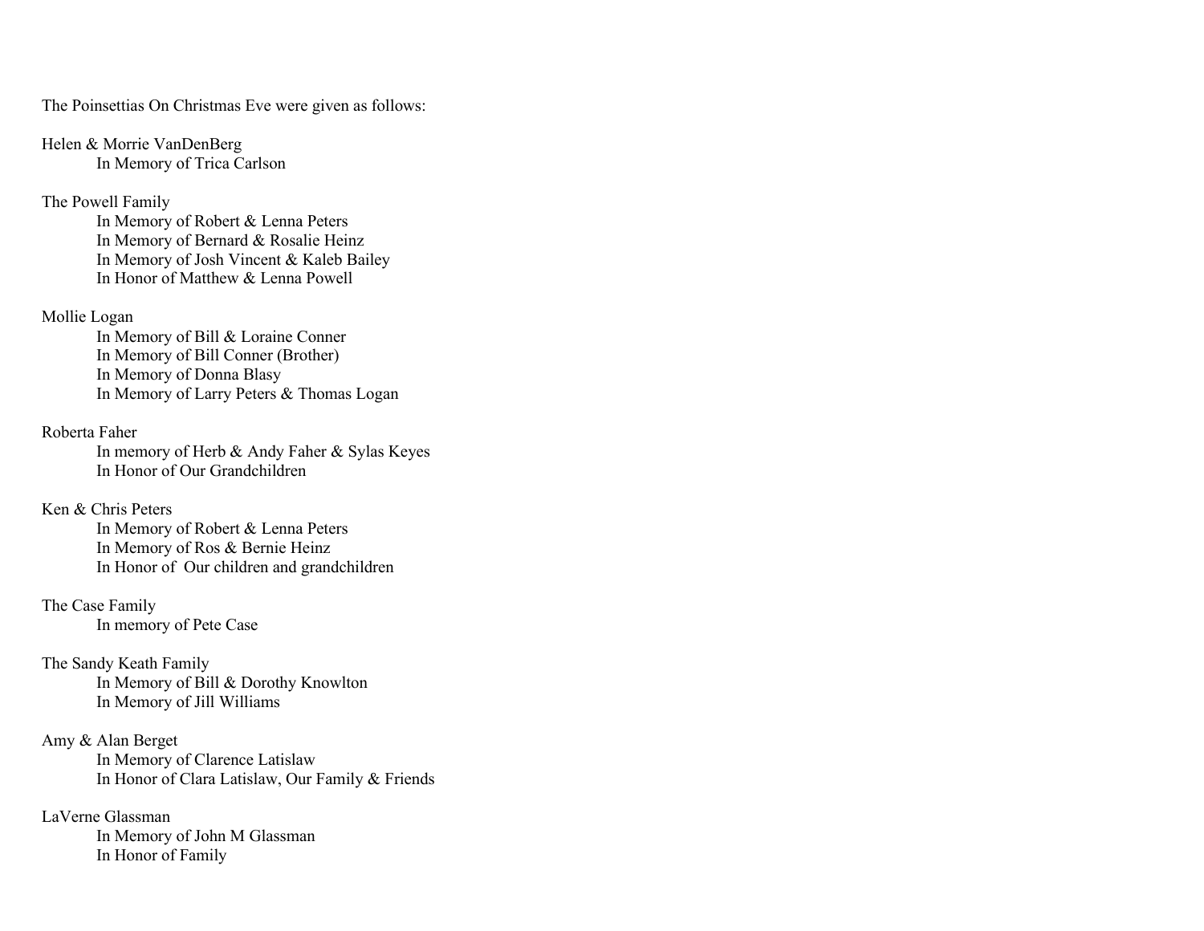The Poinsettias On Christmas Eve were given as follows:

Helen & Morrie VanDenBerg
In Memory of Trica Carlson

The Powell Family
In Memory of Robert & Lenna Peters
In Memory of Bernard & Rosalie Heinz
In Memory of Josh Vincent & Kaleb Bailey
In Honor of Matthew & Lenna Powell

Mollie Logan
In Memory of Bill & Loraine Conner
In Memory of Bill Conner (Brother)
In Memory of Donna Blasy
In Memory of Larry Peters & Thomas Logan

Roberta Faher
In memory of Herb & Andy Faher & Sylas Keyes
In Honor of Our Grandchildren

Ken & Chris Peters
In Memory of Robert & Lenna Peters
In Memory of Ros & Bernie Heinz
In Honor of Our children and grandchildren

The Case Family
In memory of Pete Case

The Sandy Keath Family
In Memory of Bill & Dorothy Knowlton
In Memory of Jill Williams

Amy & Alan Berget
In Memory of Clarence Latislaw
In Honor of Clara Latislaw, Our Family & Friends

LaVerne Glassman
In Memory of John M Glassman
In Honor of Family